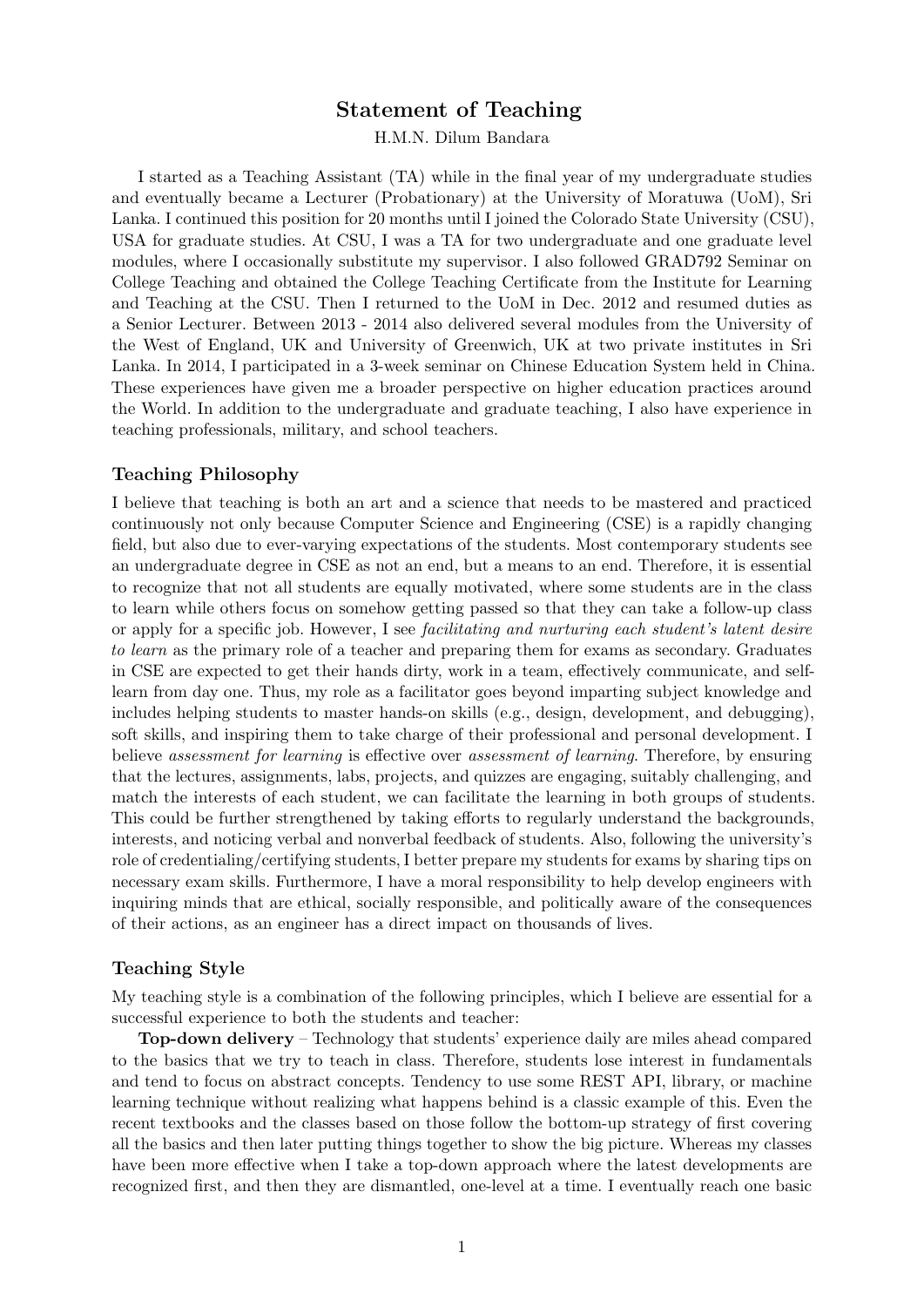# Statement of Teaching

H.M.N. Dilum Bandara

I started as a Teaching Assistant (TA) while in the final year of my undergraduate studies and eventually became a Lecturer (Probationary) at the University of Moratuwa (UoM), Sri Lanka. I continued this position for 20 months until I joined the Colorado State University (CSU), USA for graduate studies. At CSU, I was a TA for two undergraduate and one graduate level modules, where I occasionally substitute my supervisor. I also followed GRAD792 Seminar on College Teaching and obtained the College Teaching Certificate from the Institute for Learning and Teaching at the CSU. Then I returned to the UoM in Dec. 2012 and resumed duties as a Senior Lecturer. Between 2013 - 2014 also delivered several modules from the University of the West of England, UK and University of Greenwich, UK at two private institutes in Sri Lanka. In 2014, I participated in a 3-week seminar on Chinese Education System held in China. These experiences have given me a broader perspective on higher education practices around the World. In addition to the undergraduate and graduate teaching, I also have experience in teaching professionals, military, and school teachers.

## Teaching Philosophy

I believe that teaching is both an art and a science that needs to be mastered and practiced continuously not only because Computer Science and Engineering (CSE) is a rapidly changing field, but also due to ever-varying expectations of the students. Most contemporary students see an undergraduate degree in CSE as not an end, but a means to an end. Therefore, it is essential to recognize that not all students are equally motivated, where some students are in the class to learn while others focus on somehow getting passed so that they can take a follow-up class or apply for a specific job. However, I see *facilitating and nurturing each student's latent desire to learn* as the primary role of a teacher and preparing them for exams as secondary. Graduates in CSE are expected to get their hands dirty, work in a team, effectively communicate, and self-learn from day one. Thus, my role as a facilitator goes beyond imparting subject knowledge and includes helping students to master hands-on skills (e.g., design, development, and debugging), soft skills, and inspiring them to take charge of their professional and personal development. I believe *assessment for learning* is effective over *assessment of learning*. Therefore, by ensuring that the lectures, assignments, labs, projects, and quizzes are engaging, suitably challenging, and match the interests of each student, we can facilitate the learning in both groups of students. This could be further strengthened by taking efforts to regularly understand the backgrounds, interests, and noticing verbal and nonverbal feedback of students. Also, following the university's role of credentialing/certifying students, I better prepare my students for exams by sharing tips on necessary exam skills. Furthermore, I have a moral responsibility to help develop engineers with inquiring minds that are ethical, socially responsible, and politically aware of the consequences of their actions, as an engineer has a direct impact on thousands of lives.

## Teaching Style

My teaching style is a combination of the following principles, which I believe are essential for a successful experience to both the students and teacher:

**Top-down delivery** – Technology that students' experience daily are miles ahead compared to the basics that we try to teach in class. Therefore, students lose interest in fundamentals and tend to focus on abstract concepts. Tendency to use some REST API, library, or machine learning technique without realizing what happens behind is a classic example of this. Even the recent textbooks and the classes based on those follow the bottom-up strategy of first covering all the basics and then later putting things together to show the big picture. Whereas my classes have been more effective when I take a top-down approach where the latest developments are recognized first, and then they are dismantled, one-level at a time. I eventually reach one basic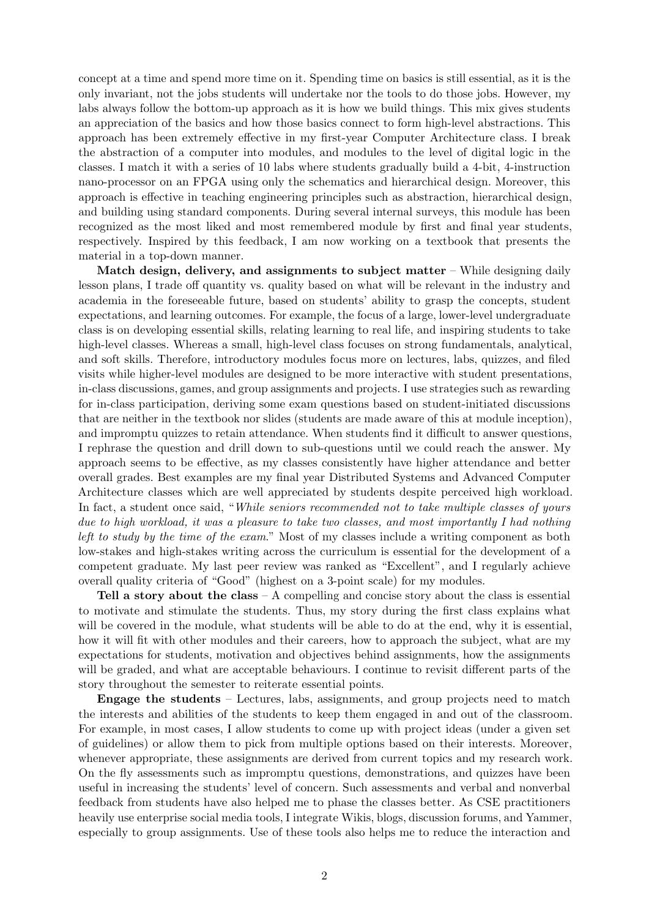concept at a time and spend more time on it. Spending time on basics is still essential, as it is the only invariant, not the jobs students will undertake nor the tools to do those jobs. However, my labs always follow the bottom-up approach as it is how we build things. This mix gives students an appreciation of the basics and how those basics connect to form high-level abstractions. This approach has been extremely effective in my first-year Computer Architecture class. I break the abstraction of a computer into modules, and modules to the level of digital logic in the classes. I match it with a series of 10 labs where students gradually build a 4-bit, 4-instruction nano-processor on an FPGA using only the schematics and hierarchical design. Moreover, this approach is effective in teaching engineering principles such as abstraction, hierarchical design, and building using standard components. During several internal surveys, this module has been recognized as the most liked and most remembered module by first and final year students, respectively. Inspired by this feedback, I am now working on a textbook that presents the material in a top-down manner.

**Match design, delivery, and assignments to subject matter** – While designing daily lesson plans, I trade off quantity vs. quality based on what will be relevant in the industry and academia in the foreseeable future, based on students' ability to grasp the concepts, student expectations, and learning outcomes. For example, the focus of a large, lower-level undergraduate class is on developing essential skills, relating learning to real life, and inspiring students to take high-level classes. Whereas a small, high-level class focuses on strong fundamentals, analytical, and soft skills. Therefore, introductory modules focus more on lectures, labs, quizzes, and filed visits while higher-level modules are designed to be more interactive with student presentations, in-class discussions, games, and group assignments and projects. I use strategies such as rewarding for in-class participation, deriving some exam questions based on student-initiated discussions that are neither in the textbook nor slides (students are made aware of this at module inception), and impromptu quizzes to retain attendance. When students find it difficult to answer questions, I rephrase the question and drill down to sub-questions until we could reach the answer. My approach seems to be effective, as my classes consistently have higher attendance and better overall grades. Best examples are my final year Distributed Systems and Advanced Computer Architecture classes which are well appreciated by students despite perceived high workload. In fact, a student once said, "*While seniors recommended not to take multiple classes of yours due to high workload, it was a pleasure to take two classes, and most importantly I had nothing left to study by the time of the exam*." Most of my classes include a writing component as both low-stakes and high-stakes writing across the curriculum is essential for the development of a competent graduate. My last peer review was ranked as "Excellent", and I regularly achieve overall quality criteria of "Good" (highest on a 3-point scale) for my modules.

**Tell a story about the class** – A compelling and concise story about the class is essential to motivate and stimulate the students. Thus, my story during the first class explains what will be covered in the module, what students will be able to do at the end, why it is essential, how it will fit with other modules and their careers, how to approach the subject, what are my expectations for students, motivation and objectives behind assignments, how the assignments will be graded, and what are acceptable behaviours. I continue to revisit different parts of the story throughout the semester to reiterate essential points.

**Engage the students** – Lectures, labs, assignments, and group projects need to match the interests and abilities of the students to keep them engaged in and out of the classroom. For example, in most cases, I allow students to come up with project ideas (under a given set of guidelines) or allow them to pick from multiple options based on their interests. Moreover, whenever appropriate, these assignments are derived from current topics and my research work. On the fly assessments such as impromptu questions, demonstrations, and quizzes have been useful in increasing the students' level of concern. Such assessments and verbal and nonverbal feedback from students have also helped me to phase the classes better. As CSE practitioners heavily use enterprise social media tools, I integrate Wikis, blogs, discussion forums, and Yammer, especially to group assignments. Use of these tools also helps me to reduce the interaction and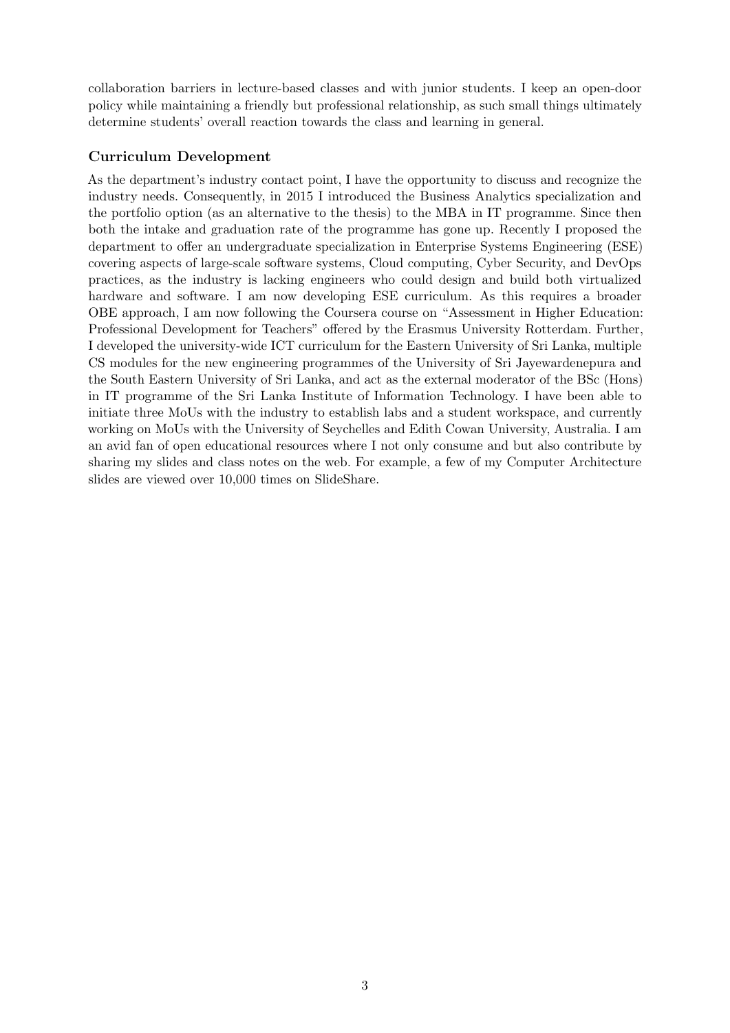collaboration barriers in lecture-based classes and with junior students. I keep an open-door policy while maintaining a friendly but professional relationship, as such small things ultimately determine students' overall reaction towards the class and learning in general.

### Curriculum Development

As the department's industry contact point, I have the opportunity to discuss and recognize the industry needs. Consequently, in 2015 I introduced the Business Analytics specialization and the portfolio option (as an alternative to the thesis) to the MBA in IT programme. Since then both the intake and graduation rate of the programme has gone up. Recently I proposed the department to offer an undergraduate specialization in Enterprise Systems Engineering (ESE) covering aspects of large-scale software systems, Cloud computing, Cyber Security, and DevOps practices, as the industry is lacking engineers who could design and build both virtualized hardware and software. I am now developing ESE curriculum. As this requires a broader OBE approach, I am now following the Coursera course on "Assessment in Higher Education: Professional Development for Teachers" offered by the Erasmus University Rotterdam. Further, I developed the university-wide ICT curriculum for the Eastern University of Sri Lanka, multiple CS modules for the new engineering programmes of the University of Sri Jayewardenepura and the South Eastern University of Sri Lanka, and act as the external moderator of the BSc (Hons) in IT programme of the Sri Lanka Institute of Information Technology. I have been able to initiate three MoUs with the industry to establish labs and a student workspace, and currently working on MoUs with the University of Seychelles and Edith Cowan University, Australia. I am an avid fan of open educational resources where I not only consume and but also contribute by sharing my slides and class notes on the web. For example, a few of my Computer Architecture slides are viewed over 10,000 times on SlideShare.